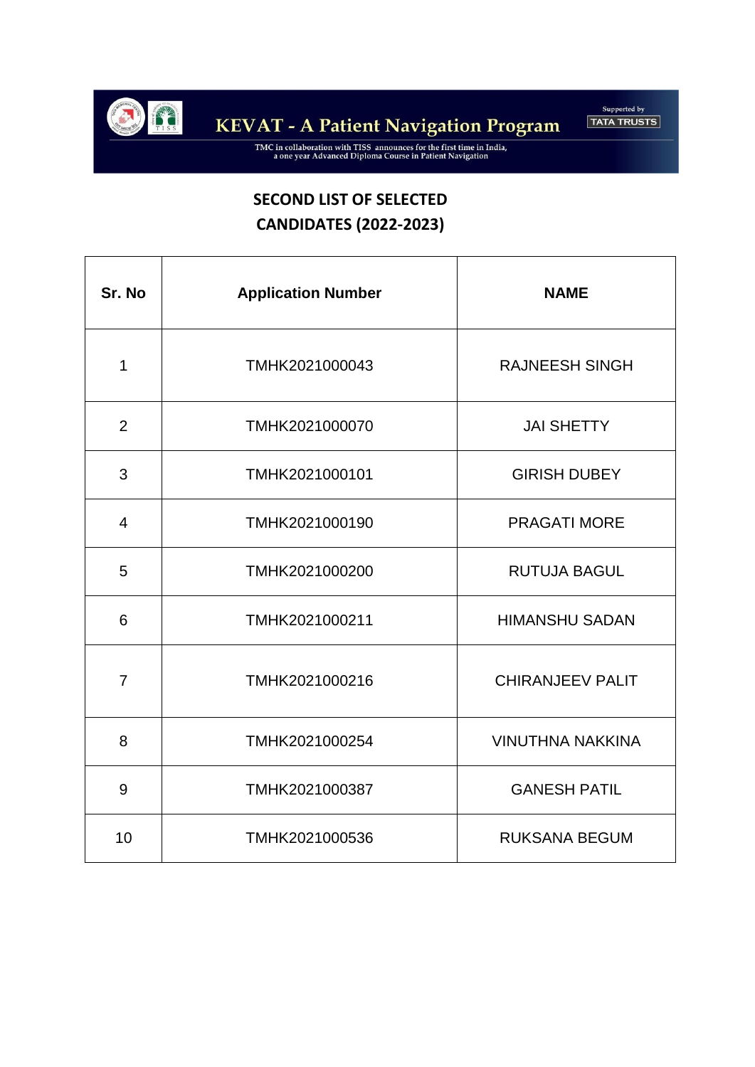# KEVAT - A Patient Navigation Program

Supported by TATA TRUSTS

TMC in collaboration with TISS announces for the first time in India, a one year Advanced Diploma Course in Patient Navigation

## SECOND LIST OF SELECTED CANDIDATES (2022-2023)

| Sr. No | Application Number | NAME |
|---|---|---|
| 1 | TMHK2021000043 | RAJNEESH SINGH |
| 2 | TMHK2021000070 | JAI SHETTY |
| 3 | TMHK2021000101 | GIRISH DUBEY |
| 4 | TMHK2021000190 | PRAGATI MORE |
| 5 | TMHK2021000200 | RUTUJA BAGUL |
| 6 | TMHK2021000211 | HIMANSHU SADAN |
| 7 | TMHK2021000216 | CHIRANJEEV PALIT |
| 8 | TMHK2021000254 | VINUTHNA NAKKINA |
| 9 | TMHK2021000387 | GANESH PATIL |
| 10 | TMHK2021000536 | RUKSANA BEGUM |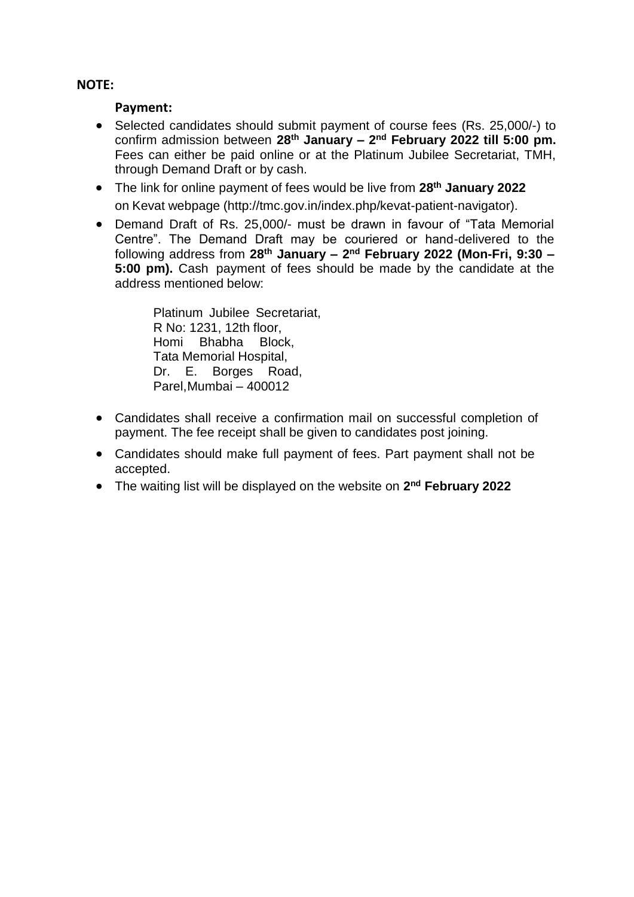**NOTE:**

**Payment:**

- Selected candidates should submit payment of course fees (Rs. 25,000/-) to confirm admission between **28th January – 2nd February 2022 till 5:00 pm.** Fees can either be paid online or at the Platinum Jubilee Secretariat, TMH, through Demand Draft or by cash.
- The link for online payment of fees would be live from **28th January 2022** on Kevat webpage (http://tmc.gov.in/index.php/kevat-patient-navigator).
- Demand Draft of Rs. 25,000/- must be drawn in favour of "Tata Memorial Centre". The Demand Draft may be couriered or hand-delivered to the following address from **28th January – 2nd February 2022 (Mon-Fri, 9:30 – 5:00 pm).** Cash payment of fees should be made by the candidate at the address mentioned below:

  Platinum Jubilee Secretariat,
  R No: 1231, 12th floor,
  Homi Bhabha Block,
  Tata Memorial Hospital,
  Dr. E. Borges Road,
  Parel,Mumbai – 400012

- Candidates shall receive a confirmation mail on successful completion of payment. The fee receipt shall be given to candidates post joining.
- Candidates should make full payment of fees. Part payment shall not be accepted.
- The waiting list will be displayed on the website on **2nd February 2022**